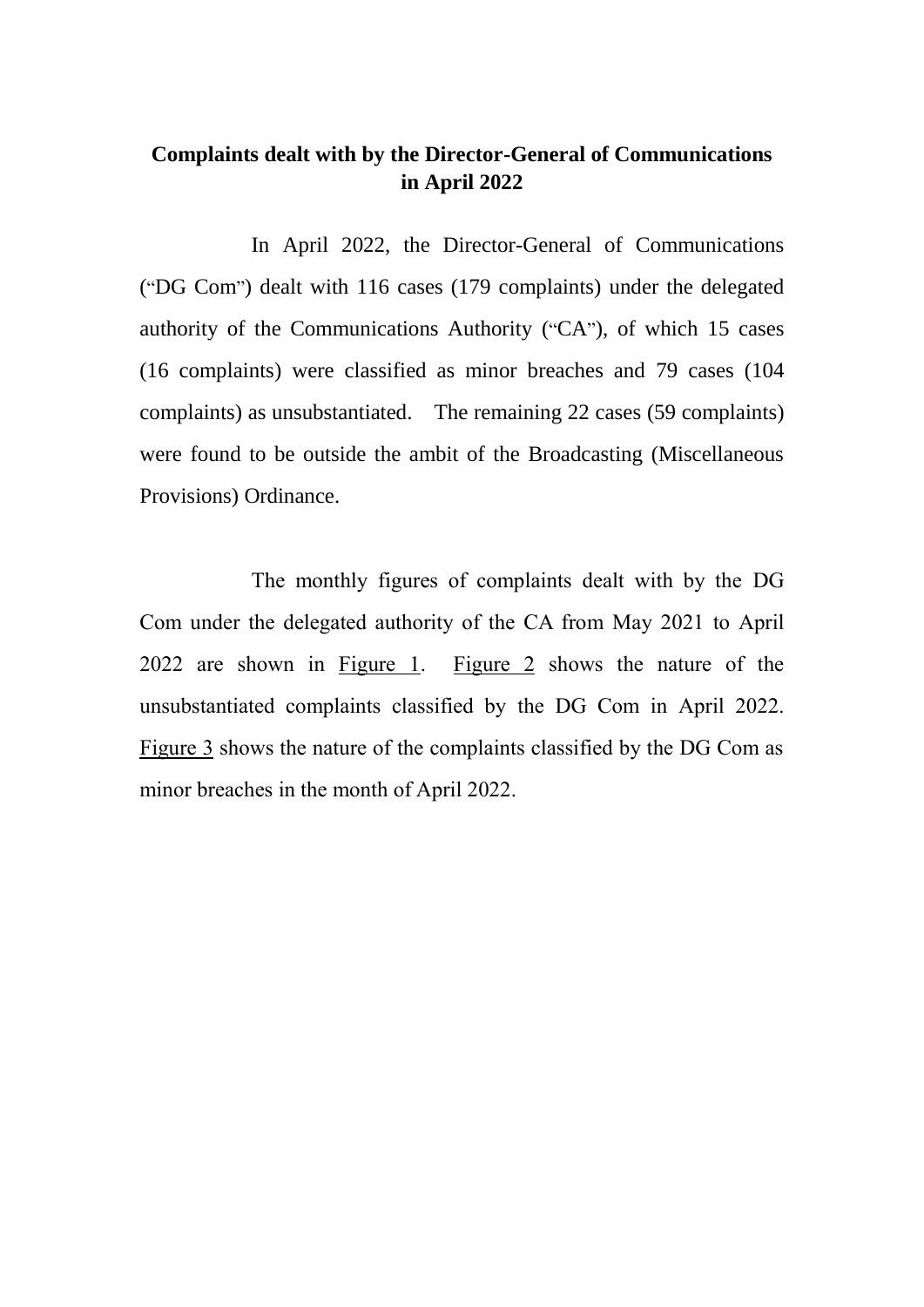# Complaints dealt with by the Director-General of Communications in April 2022

In April 2022, the Director-General of Communications ("DG Com") dealt with 116 cases (179 complaints) under the delegated authority of the Communications Authority ("CA"), of which 15 cases (16 complaints) were classified as minor breaches and 79 cases (104 complaints) as unsubstantiated. The remaining 22 cases (59 complaints) were found to be outside the ambit of the Broadcasting (Miscellaneous Provisions) Ordinance.

The monthly figures of complaints dealt with by the DG Com under the delegated authority of the CA from May 2021 to April 2022 are shown in Figure 1. Figure 2 shows the nature of the unsubstantiated complaints classified by the DG Com in April 2022. Figure 3 shows the nature of the complaints classified by the DG Com as minor breaches in the month of April 2022.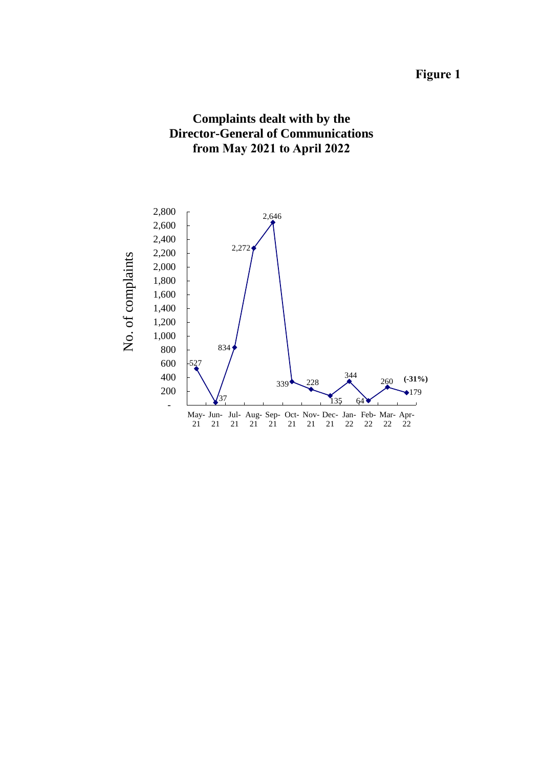**Figure 1**

## Complaints dealt with by the Director-General of Communications from May 2021 to April 2022

| Month | No. of complaints |
|---|---|
| May-21 | 527 |
| Jun-21 | 37 |
| Jul-21 | 834 |
| Aug-21 | 2,272 |
| Sep-21 | 2,646 |
| Oct-21 | 339 |
| Nov-21 | 228 |
| Dec-21 | 135 |
| Jan-22 | 344 |
| Feb-22 | 64 |
| Mar-22 | 260 |
| Apr-22 | 179 **(-31%)** |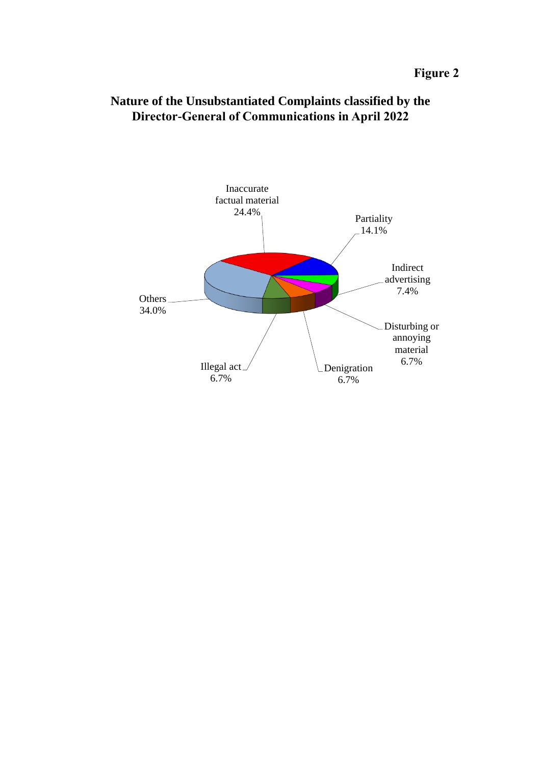**Figure 2**

## Nature of the Unsubstantiated Complaints classified by the Director-General of Communications in April 2022

| Nature | Percentage |
| --- | --- |
| Inaccurate factual material | 24.4% |
| Partiality | 14.1% |
| Indirect advertising | 7.4% |
| Disturbing or annoying material | 6.7% |
| Denigration | 6.7% |
| Illegal act | 6.7% |
| Others | 34.0% |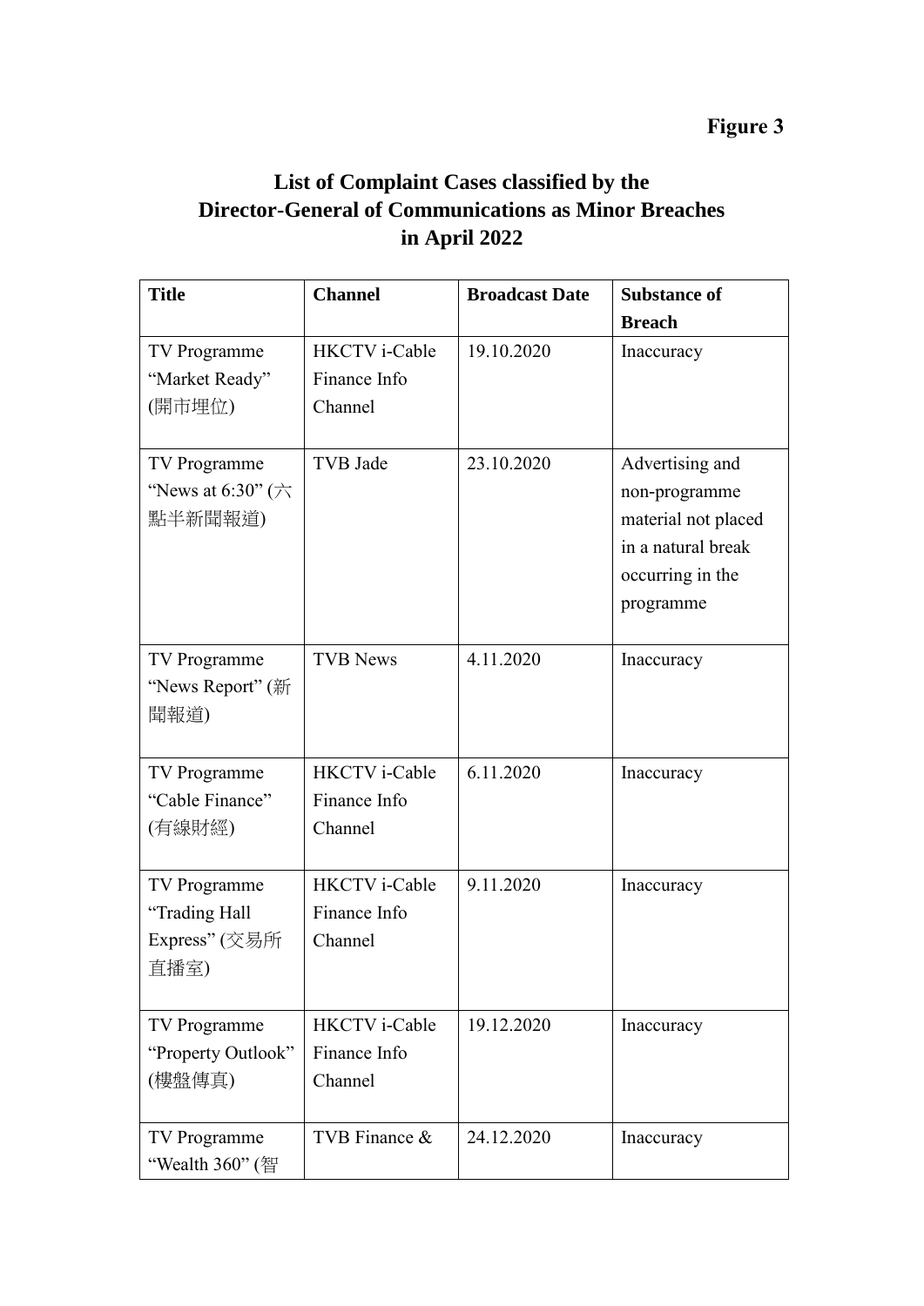**Figure 3**

## List of Complaint Cases classified by the Director-General of Communications as Minor Breaches in April 2022

| Title | Channel | Broadcast Date | Substance of Breach |
|---|---|---|---|
| TV Programme "Market Ready" (開市埋位) | HKCTV i-Cable Finance Info Channel | 19.10.2020 | Inaccuracy |
| TV Programme "News at 6:30" (六點半新聞報道) | TVB Jade | 23.10.2020 | Advertising and non-programme material not placed in a natural break occurring in the programme |
| TV Programme "News Report" (新聞報道) | TVB News | 4.11.2020 | Inaccuracy |
| TV Programme "Cable Finance" (有線財經) | HKCTV i-Cable Finance Info Channel | 6.11.2020 | Inaccuracy |
| TV Programme "Trading Hall Express" (交易所直播室) | HKCTV i-Cable Finance Info Channel | 9.11.2020 | Inaccuracy |
| TV Programme "Property Outlook" (樓盤傳真) | HKCTV i-Cable Finance Info Channel | 19.12.2020 | Inaccuracy |
| TV Programme "Wealth 360" (智 | TVB Finance & | 24.12.2020 | Inaccuracy |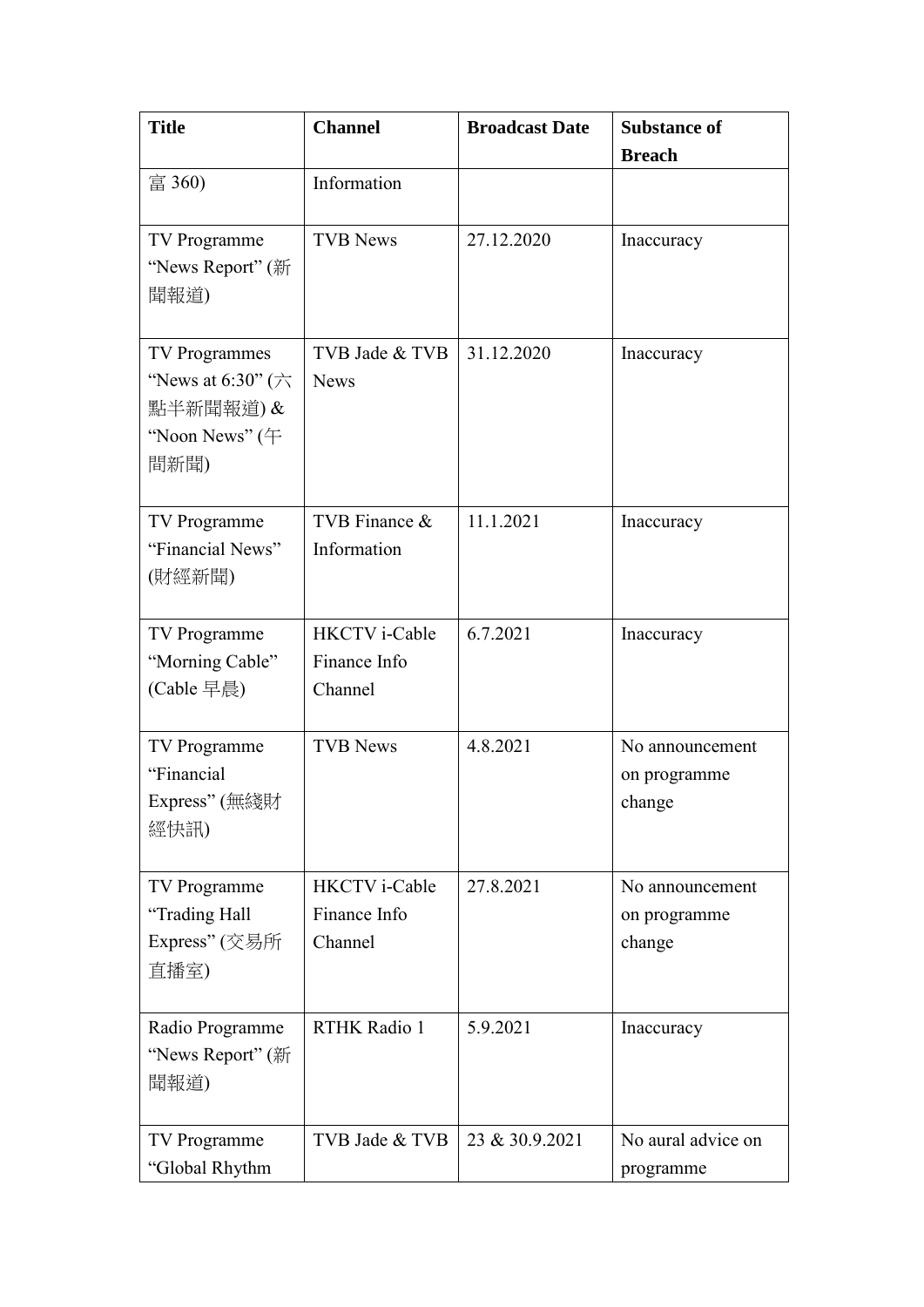| Title | Channel | Broadcast Date | Substance of Breach |
|---|---|---|---|
| 富 360) | Information | | |
| TV Programme "News Report" (新聞報道) | TVB News | 27.12.2020 | Inaccuracy |
| TV Programmes "News at 6:30" (六點半新聞報道) & "Noon News" (午間新聞) | TVB Jade & TVB News | 31.12.2020 | Inaccuracy |
| TV Programme "Financial News" (財經新聞) | TVB Finance & Information | 11.1.2021 | Inaccuracy |
| TV Programme "Morning Cable" (Cable 早晨) | HKCTV i-Cable Finance Info Channel | 6.7.2021 | Inaccuracy |
| TV Programme "Financial Express" (無綫財經快訊) | TVB News | 4.8.2021 | No announcement on programme change |
| TV Programme "Trading Hall Express" (交易所直播室) | HKCTV i-Cable Finance Info Channel | 27.8.2021 | No announcement on programme change |
| Radio Programme "News Report" (新聞報道) | RTHK Radio 1 | 5.9.2021 | Inaccuracy |
| TV Programme "Global Rhythm | TVB Jade & TVB | 23 & 30.9.2021 | No aural advice on programme |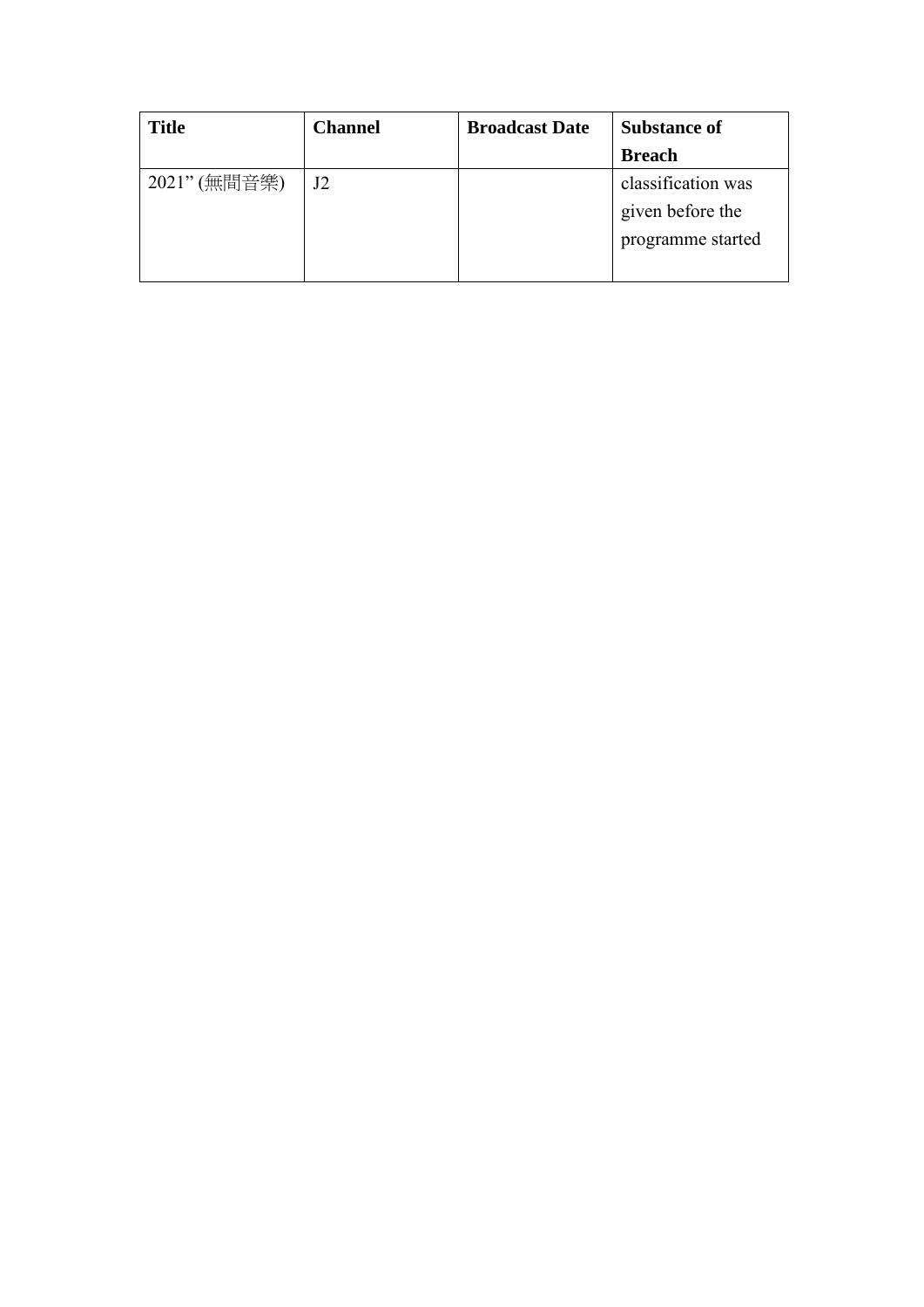| Title | Channel | Broadcast Date | Substance of Breach |
|---|---|---|---|
| 2021" (無間音樂) | J2 | | classification was given before the programme started |